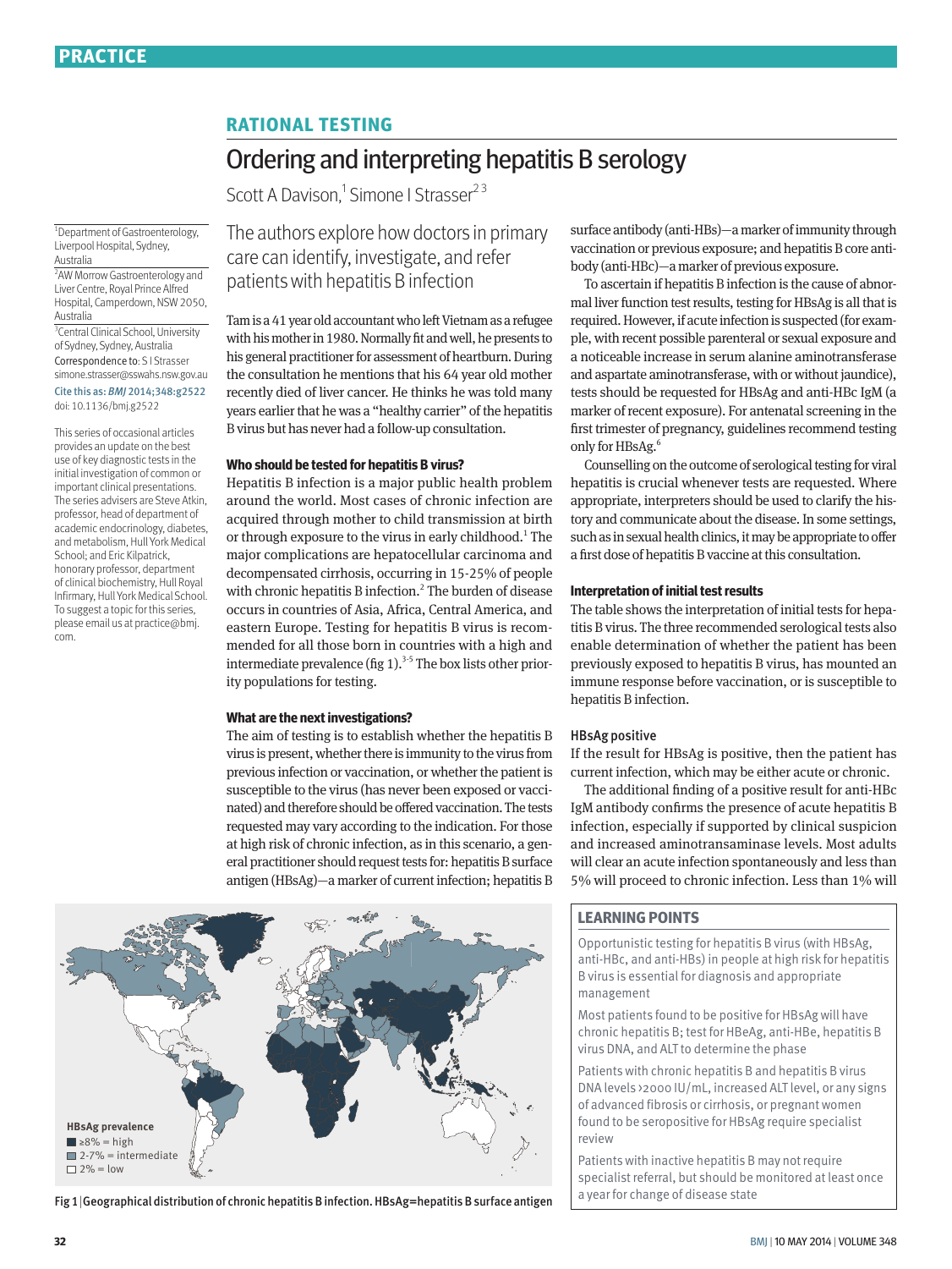# RATIONAL TESTING

# Ordering and interpreting hepatitis B serology

Scott A Davison,[1] Simone I Strasser[2,3]

[1]Department of Gastroenterology, Liverpool Hospital, Sydney, Australia

[2]AW Morrow Gastroenterology and Liver Centre, Royal Prince Alfred Hospital, Camperdown, NSW 2050, Australia

[3]Central Clinical School, University of Sydney, Sydney, Australia

Correspondence to: S I Strasser simone.strasser@sswahs.nsw.gov.au

Cite this as: *BMJ* 2014;348:g2522

doi: 10.1136/bmj.g2522

This series of occasional articles provides an update on the best use of key diagnostic tests in the initial investigation of common or important clinical presentations. The series advisers are Steve Atkin, professor, head of department of academic endocrinology, diabetes, and metabolism, Hull York Medical School; and Eric Kilpatrick, honorary professor, department of clinical biochemistry, Hull Royal Infirmary, Hull York Medical School. To suggest a topic for this series, please email us at practice@bmj.com.

The authors explore how doctors in primary care can identify, investigate, and refer patients with hepatitis B infection

Tam is a 41 year old accountant who left Vietnam as a refugee with his mother in 1980. Normally fit and well, he presents to his general practitioner for assessment of heartburn. During the consultation he mentions that his 64 year old mother recently died of liver cancer. He thinks he was told many years earlier that he was a "healthy carrier" of the hepatitis B virus but has never had a follow-up consultation.

### Who should be tested for hepatitis B virus?

Hepatitis B infection is a major public health problem around the world. Most cases of chronic infection are acquired through mother to child transmission at birth or through exposure to the virus in early childhood.[1] The major complications are hepatocellular carcinoma and decompensated cirrhosis, occurring in 15-25% of people with chronic hepatitis B infection.[2] The burden of disease occurs in countries of Asia, Africa, Central America, and eastern Europe. Testing for hepatitis B virus is recommended for all those born in countries with a high and intermediate prevalence (fig 1).[3-5] The box lists other priority populations for testing.

### What are the next investigations?

The aim of testing is to establish whether the hepatitis B virus is present, whether there is immunity to the virus from previous infection or vaccination, or whether the patient is susceptible to the virus (has never been exposed or vaccinated) and therefore should be offered vaccination. The tests requested may vary according to the indication. For those at high risk of chronic infection, as in this scenario, a general practitioner should request tests for: hepatitis B surface antigen (HBsAg)—a marker of current infection; hepatitis B surface antibody (anti-HBs)—a marker of immunity through vaccination or previous exposure; and hepatitis B core antibody (anti-HBc)—a marker of previous exposure.

To ascertain if hepatitis B infection is the cause of abnormal liver function test results, testing for HBsAg is all that is required. However, if acute infection is suspected (for example, with recent possible parenteral or sexual exposure and a noticeable increase in serum alanine aminotransferase and aspartate aminotransferase, with or without jaundice), tests should be requested for HBsAg and anti-HBc IgM (a marker of recent exposure). For antenatal screening in the first trimester of pregnancy, guidelines recommend testing only for HBsAg.[6]

Counselling on the outcome of serological testing for viral hepatitis is crucial whenever tests are requested. Where appropriate, interpreters should be used to clarify the history and communicate about the disease. In some settings, such as in sexual health clinics, it may be appropriate to offer a first dose of hepatitis B vaccine at this consultation.

### Interpretation of initial test results

The table shows the interpretation of initial tests for hepatitis B virus. The three recommended serological tests also enable determination of whether the patient has been previously exposed to hepatitis B virus, has mounted an immune response before vaccination, or is susceptible to hepatitis B infection.

#### HBsAg positive

If the result for HBsAg is positive, then the patient has current infection, which may be either acute or chronic.

The additional finding of a positive result for anti-HBc IgM antibody confirms the presence of acute hepatitis B infection, especially if supported by clinical suspicion and increased aminotransaminase levels. Most adults will clear an acute infection spontaneously and less than 5% will proceed to chronic infection. Less than 1% will

HBsAg prevalence
- ≥8% = high
- 2-7% = intermediate
- 2% = low

Fig 1 | Geographical distribution of chronic hepatitis B infection. HBsAg=hepatitis B surface antigen

### LEARNING POINTS

Opportunistic testing for hepatitis B virus (with HBsAg, anti-HBc, and anti-HBs) in people at high risk for hepatitis B virus is essential for diagnosis and appropriate management

Most patients found to be positive for HBsAg will have chronic hepatitis B; test for HBeAg, anti-HBe, hepatitis B virus DNA, and ALT to determine the phase

Patients with chronic hepatitis B and hepatitis B virus DNA levels >2000 IU/mL, increased ALT level, or any signs of advanced fibrosis or cirrhosis, or pregnant women found to be seropositive for HBsAg require specialist review

Patients with inactive hepatitis B may not require specialist referral, but should be monitored at least once a year for change of disease state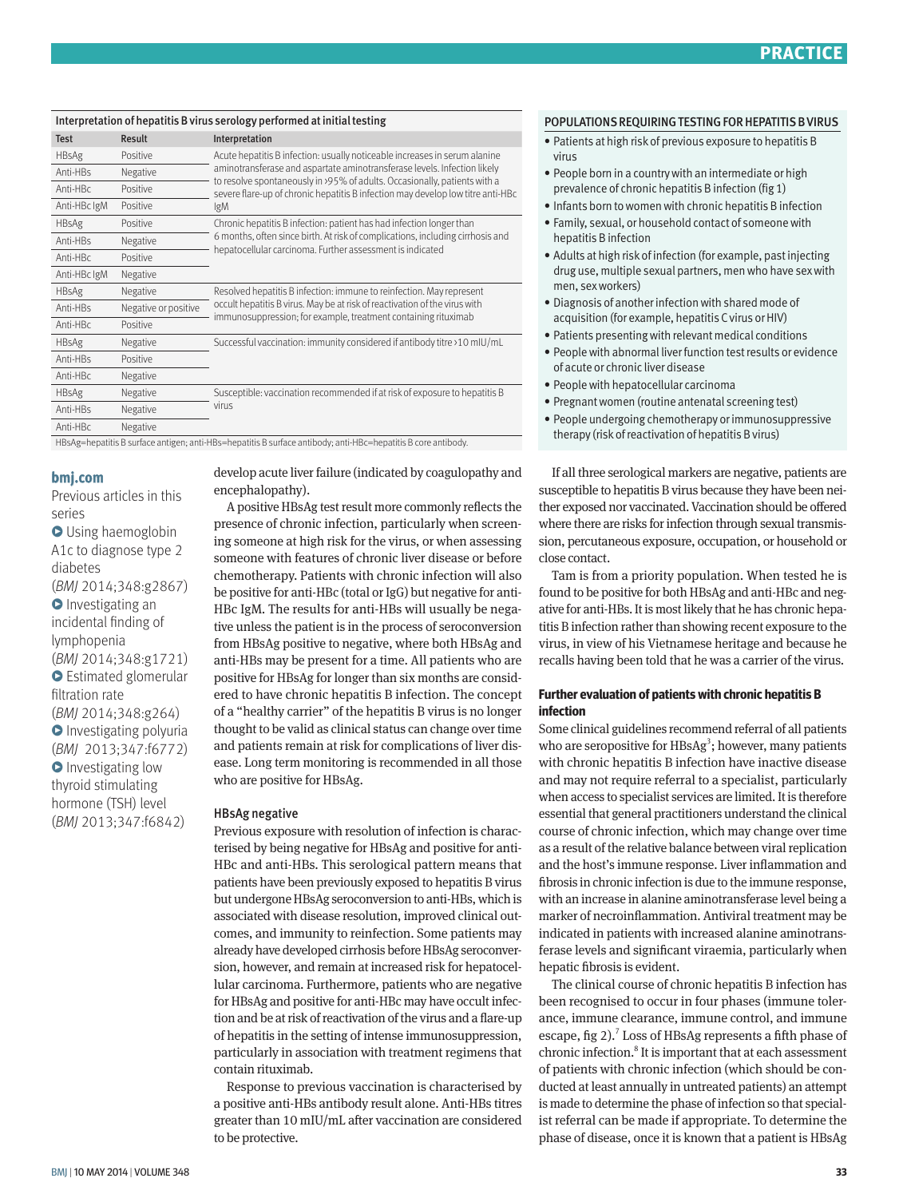**Interpretation of hepatitis B virus serology performed at initial testing**

| Test | Result | Interpretation |
|---|---|---|
| HBsAg | Positive | Acute hepatitis B infection: usually noticeable increases in serum alanine aminotransferase and aspartate aminotransferase levels. Infection likely to resolve spontaneously in >95% of adults. Occasionally, patients with a severe flare-up of chronic hepatitis B infection may develop low titre anti-HBc IgM |
| Anti-HBs | Negative | |
| Anti-HBc | Positive | |
| Anti-HBc IgM | Positive | |
| HBsAg | Positive | Chronic hepatitis B infection: patient has had infection longer than 6 months, often since birth. At risk of complications, including cirrhosis and hepatocellular carcinoma. Further assessment is indicated |
| Anti-HBs | Negative | |
| Anti-HBc | Positive | |
| Anti-HBc IgM | Negative | |
| HBsAg | Negative | Resolved hepatitis B infection: immune to reinfection. May represent occult hepatitis B virus. May be at risk of reactivation of the virus with immunosuppression; for example, treatment containing rituximab |
| Anti-HBs | Negative or positive | |
| Anti-HBc | Positive | |
| HBsAg | Negative | Successful vaccination: immunity considered if antibody titre >10 mIU/mL |
| Anti-HBs | Positive | |
| Anti-HBc | Negative | |
| HBsAg | Negative | Susceptible: vaccination recommended if at risk of exposure to hepatitis B virus |
| Anti-HBs | Negative | |
| Anti-HBc | Negative | |

HBsAg=hepatitis B surface antigen; anti-HBs=hepatitis B surface antibody; anti-HBc=hepatitis B core antibody.

**POPULATIONS REQUIRING TESTING FOR HEPATITIS B VIRUS**

- Patients at high risk of previous exposure to hepatitis B virus
- People born in a country with an intermediate or high prevalence of chronic hepatitis B infection (fig 1)
- Infants born to women with chronic hepatitis B infection
- Family, sexual, or household contact of someone with hepatitis B infection
- Adults at high risk of infection (for example, past injecting drug use, multiple sexual partners, men who have sex with men, sex workers)
- Diagnosis of another infection with shared mode of acquisition (for example, hepatitis C virus or HIV)
- Patients presenting with relevant medical conditions
- People with abnormal liver function test results or evidence of acute or chronic liver disease
- People with hepatocellular carcinoma
- Pregnant women (routine antenatal screening test)
- People undergoing chemotherapy or immunosuppressive therapy (risk of reactivation of hepatitis B virus)

**bmj.com**

Previous articles in this series

- Using haemoglobin A1c to diagnose type 2 diabetes (*BMJ* 2014;348:g2867)
- Investigating an incidental finding of lymphopenia (*BMJ* 2014;348:g1721)
- Estimated glomerular filtration rate (*BMJ* 2014;348:g264)
- Investigating polyuria (*BMJ* 2013;347:f6772)
- Investigating low thyroid stimulating hormone (TSH) level (*BMJ* 2013;347:f6842)

develop acute liver failure (indicated by coagulopathy and encephalopathy).

A positive HBsAg test result more commonly reflects the presence of chronic infection, particularly when screening someone at high risk for the virus, or when assessing someone with features of chronic liver disease or before chemotherapy. Patients with chronic infection will also be positive for anti-HBc (total or IgG) but negative for anti-HBc IgM. The results for anti-HBs will usually be negative unless the patient is in the process of seroconversion from HBsAg positive to negative, where both HBsAg and anti-HBs may be present for a time. All patients who are positive for HBsAg for longer than six months are considered to have chronic hepatitis B infection. The concept of a "healthy carrier" of the hepatitis B virus is no longer thought to be valid as clinical status can change over time and patients remain at risk for complications of liver disease. Long term monitoring is recommended in all those who are positive for HBsAg.

### HBsAg negative

Previous exposure with resolution of infection is characterised by being negative for HBsAg and positive for anti-HBc and anti-HBs. This serological pattern means that patients have been previously exposed to hepatitis B virus but undergone HBsAg seroconversion to anti-HBs, which is associated with disease resolution, improved clinical outcomes, and immunity to reinfection. Some patients may already have developed cirrhosis before HBsAg seroconversion, however, and remain at increased risk for hepatocellular carcinoma. Furthermore, patients who are negative for HBsAg and positive for anti-HBc may have occult infection and be at risk of reactivation of the virus and a flare-up of hepatitis in the setting of intense immunosuppression, particularly in association with treatment regimens that contain rituximab.

Response to previous vaccination is characterised by a positive anti-HBs antibody result alone. Anti-HBs titres greater than 10 mIU/mL after vaccination are considered to be protective.

If all three serological markers are negative, patients are susceptible to hepatitis B virus because they have been neither exposed nor vaccinated. Vaccination should be offered where there are risks for infection through sexual transmission, percutaneous exposure, occupation, or household or close contact.

Tam is from a priority population. When tested he is found to be positive for both HBsAg and anti-HBc and negative for anti-HBs. It is most likely that he has chronic hepatitis B infection rather than showing recent exposure to the virus, in view of his Vietnamese heritage and because he recalls having been told that he was a carrier of the virus.

### Further evaluation of patients with chronic hepatitis B infection

Some clinical guidelines recommend referral of all patients who are seropositive for HBsAg[3]; however, many patients with chronic hepatitis B infection have inactive disease and may not require referral to a specialist, particularly when access to specialist services are limited. It is therefore essential that general practitioners understand the clinical course of chronic infection, which may change over time as a result of the relative balance between viral replication and the host's immune response. Liver inflammation and fibrosis in chronic infection is due to the immune response, with an increase in alanine aminotransferase level being a marker of necroinflammation. Antiviral treatment may be indicated in patients with increased alanine aminotransferase levels and significant viraemia, particularly when hepatic fibrosis is evident.

The clinical course of chronic hepatitis B infection has been recognised to occur in four phases (immune tolerance, immune clearance, immune control, and immune escape, fig 2).[7] Loss of HBsAg represents a fifth phase of chronic infection.[8] It is important that at each assessment of patients with chronic infection (which should be conducted at least annually in untreated patients) an attempt is made to determine the phase of infection so that specialist referral can be made if appropriate. To determine the phase of disease, once it is known that a patient is HBsAg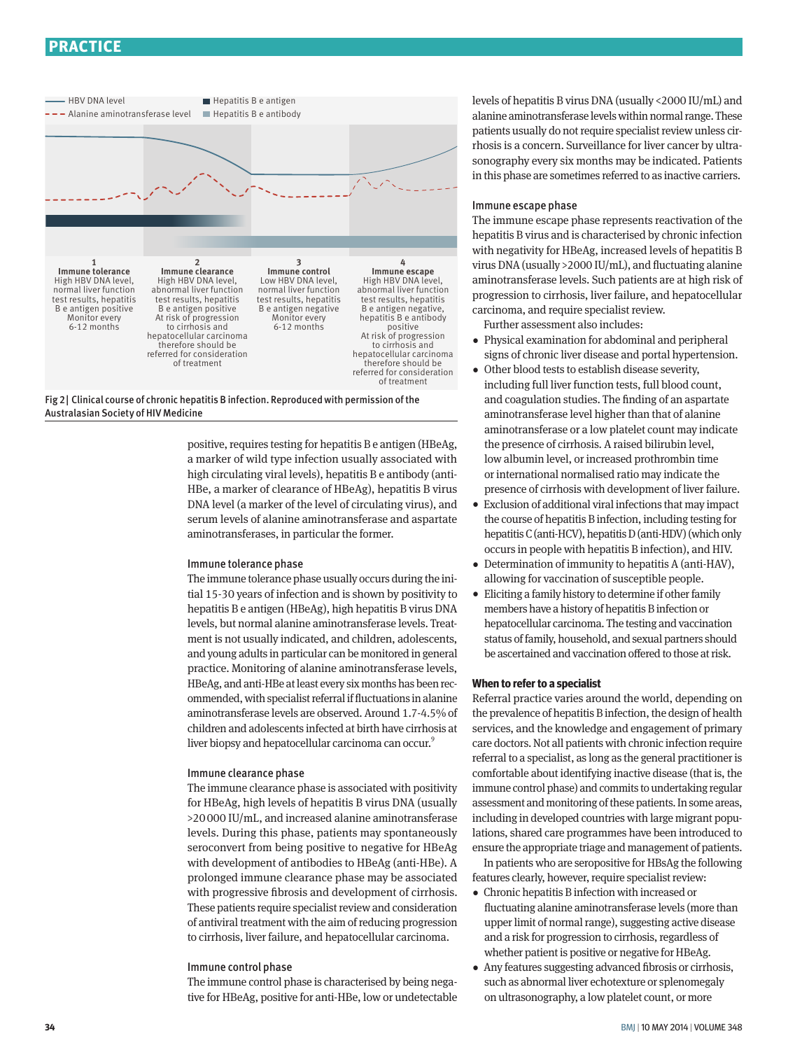HBV DNA level
Alanine aminotransferase level
Hepatitis B e antigen
Hepatitis B e antibody

**1 Immune tolerance**
High HBV DNA level, normal liver function test results, hepatitis B e antigen positive
Monitor every 6-12 months

**2 Immune clearance**
High HBV DNA level, abnormal liver function test results, hepatitis B e antigen positive
At risk of progression to cirrhosis and hepatocellular carcinoma therefore should be referred for consideration of treatment

**3 Immune control**
Low HBV DNA level, normal liver function test results, hepatitis B e antigen negative
Monitor every 6-12 months

**4 Immune escape**
High HBV DNA level, abnormal liver function test results, hepatitis B e antigen negative, hepatitis B e antibody positive
At risk of progression to cirrhosis and hepatocellular carcinoma therefore should be referred for consideration of treatment

Fig 2 | Clinical course of chronic hepatitis B infection. Reproduced with permission of the Australasian Society of HIV Medicine

positive, requires testing for hepatitis B e antigen (HBeAg, a marker of wild type infection usually associated with high circulating viral levels), hepatitis B e antibody (anti-HBe, a marker of clearance of HBeAg), hepatitis B virus DNA level (a marker of the level of circulating virus), and serum levels of alanine aminotransferase and aspartate aminotransferases, in particular the former.

### Immune tolerance phase

The immune tolerance phase usually occurs during the initial 15-30 years of infection and is shown by positivity to hepatitis B e antigen (HBeAg), high hepatitis B virus DNA levels, but normal alanine aminotransferase levels. Treatment is not usually indicated, and children, adolescents, and young adults in particular can be monitored in general practice. Monitoring of alanine aminotransferase levels, HBeAg, and anti-HBe at least every six months has been recommended, with specialist referral if fluctuations in alanine aminotransferase levels are observed. Around 1.7-4.5% of children and adolescents infected at birth have cirrhosis at liver biopsy and hepatocellular carcinoma can occur.[9]

### Immune clearance phase

The immune clearance phase is associated with positivity for HBeAg, high levels of hepatitis B virus DNA (usually >20 000 IU/mL, and increased alanine aminotransferase levels. During this phase, patients may spontaneously seroconvert from being positive to negative for HBeAg with development of antibodies to HBeAg (anti-HBe). A prolonged immune clearance phase may be associated with progressive fibrosis and development of cirrhosis. These patients require specialist review and consideration of antiviral treatment with the aim of reducing progression to cirrhosis, liver failure, and hepatocellular carcinoma.

### Immune control phase

The immune control phase is characterised by being negative for HBeAg, positive for anti-HBe, low or undetectable levels of hepatitis B virus DNA (usually <2000 IU/mL) and alanine aminotransferase levels within normal range. These patients usually do not require specialist review unless cirrhosis is a concern. Surveillance for liver cancer by ultrasonography every six months may be indicated. Patients in this phase are sometimes referred to as inactive carriers.

### Immune escape phase

The immune escape phase represents reactivation of the hepatitis B virus and is characterised by chronic infection with negativity for HBeAg, increased levels of hepatitis B virus DNA (usually >2000 IU/mL), and fluctuating alanine aminotransferases levels. Such patients are at high risk of progression to cirrhosis, liver failure, and hepatocellular carcinoma, and require specialist review.

Further assessment also includes:

- Physical examination for abdominal and peripheral signs of chronic liver disease and portal hypertension.
- Other blood tests to establish disease severity, including full liver function tests, full blood count, and coagulation studies. The finding of an aspartate aminotransferase level higher than that of alanine aminotransferase or a low platelet count may indicate the presence of cirrhosis. A raised bilirubin level, low albumin level, or increased prothrombin time or international normalised ratio may indicate the presence of cirrhosis with development of liver failure.
- Exclusion of additional viral infections that may impact the course of hepatitis B infection, including testing for hepatitis C (anti-HCV), hepatitis D (anti-HDV) (which only occurs in people with hepatitis B infection), and HIV.
- Determination of immunity to hepatitis A (anti-HAV), allowing for vaccination of susceptible people.
- Eliciting a family history to determine if other family members have a history of hepatitis B infection or hepatocellular carcinoma. The testing and vaccination status of family, household, and sexual partners should be ascertained and vaccination offered to those at risk.

## When to refer to a specialist

Referral practice varies around the world, depending on the prevalence of hepatitis B infection, the design of health services, and the knowledge and engagement of primary care doctors. Not all patients with chronic infection require referral to a specialist, as long as the general practitioner is comfortable about identifying inactive disease (that is, the immune control phase) and commits to undertaking regular assessment and monitoring of these patients. In some areas, including in developed countries with large migrant populations, shared care programmes have been introduced to ensure the appropriate triage and management of patients.

In patients who are seropositive for HBsAg the following features clearly, however, require specialist review:

- Chronic hepatitis B infection with increased or fluctuating alanine aminotransferase levels (more than upper limit of normal range), suggesting active disease and a risk for progression to cirrhosis, regardless of whether patient is positive or negative for HBeAg.
- Any features suggesting advanced fibrosis or cirrhosis, such as abnormal liver echotexture or splenomegaly on ultrasonography, a low platelet count, or more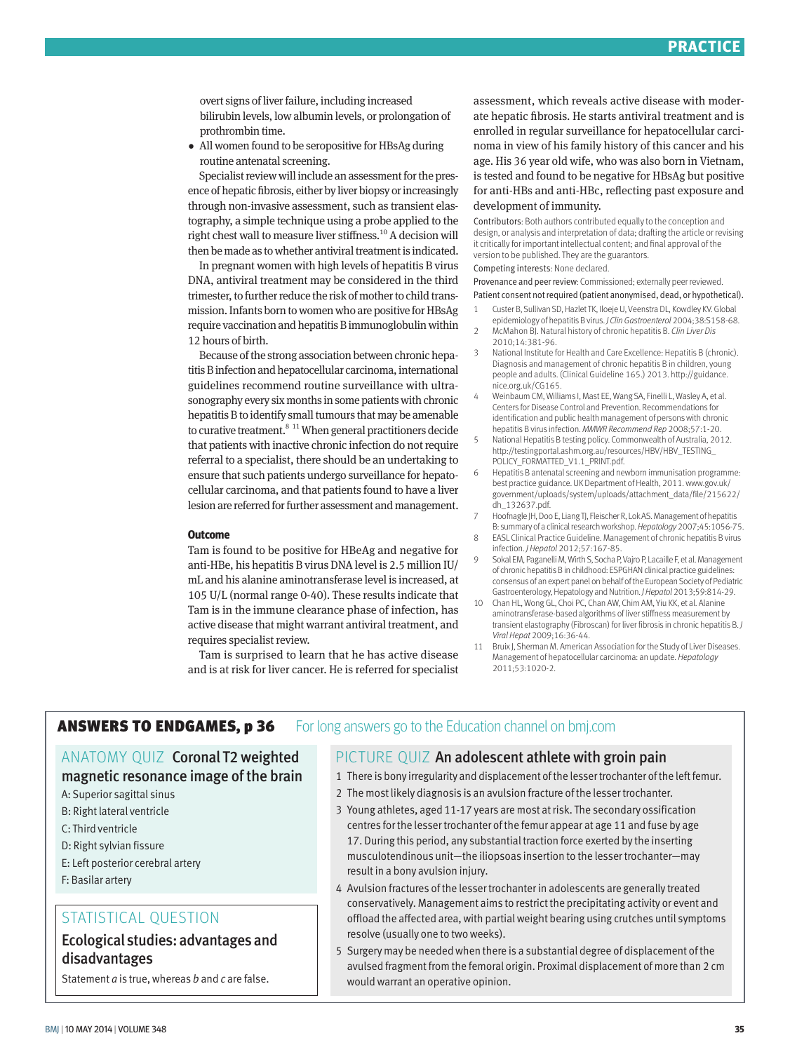overt signs of liver failure, including increased bilirubin levels, low albumin levels, or prolongation of prothrombin time.

- All women found to be seropositive for HBsAg during routine antenatal screening.

Specialist review will include an assessment for the presence of hepatic fibrosis, either by liver biopsy or increasingly through non-invasive assessment, such as transient elastography, a simple technique using a probe applied to the right chest wall to measure liver stiffness.[10] A decision will then be made as to whether antiviral treatment is indicated.

In pregnant women with high levels of hepatitis B virus DNA, antiviral treatment may be considered in the third trimester, to further reduce the risk of mother to child transmission. Infants born to women who are positive for HBsAg require vaccination and hepatitis B immunoglobulin within 12 hours of birth.

Because of the strong association between chronic hepatitis B infection and hepatocellular carcinoma, international guidelines recommend routine surveillance with ultrasonography every six months in some patients with chronic hepatitis B to identify small tumours that may be amenable to curative treatment.[8] [11] When general practitioners decide that patients with inactive chronic infection do not require referral to a specialist, there should be an undertaking to ensure that such patients undergo surveillance for hepatocellular carcinoma, and that patients found to have a liver lesion are referred for further assessment and management.

### Outcome

Tam is found to be positive for HBeAg and negative for anti-HBe, his hepatitis B virus DNA level is 2.5 million IU/mL and his alanine aminotransferase level is increased, at 105 U/L (normal range 0-40). These results indicate that Tam is in the immune clearance phase of infection, has active disease that might warrant antiviral treatment, and requires specialist review.

Tam is surprised to learn that he has active disease and is at risk for liver cancer. He is referred for specialist assessment, which reveals active disease with moderate hepatic fibrosis. He starts antiviral treatment and is enrolled in regular surveillance for hepatocellular carcinoma in view of his family history of this cancer and his age. His 36 year old wife, who was also born in Vietnam, is tested and found to be negative for HBsAg but positive for anti-HBs and anti-HBc, reflecting past exposure and development of immunity.

Contributors: Both authors contributed equally to the conception and design, or analysis and interpretation of data; drafting the article or revising it critically for important intellectual content; and final approval of the version to be published. They are the guarantors.

Competing interests: None declared.

Provenance and peer review: Commissioned; externally peer reviewed.

Patient consent not required (patient anonymised, dead, or hypothetical).

1. Custer B, Sullivan SD, Hazlet TK, Iloeje U, Veenstra DL, Kowdley KV. Global epidemiology of hepatitis B virus. *J Clin Gastroenterol* 2004;38:S158-68.
2. McMahon BJ. Natural history of chronic hepatitis B. *Clin Liver Dis* 2010;14:381-96.
3. National Institute for Health and Care Excellence: Hepatitis B (chronic). Diagnosis and management of chronic hepatitis B in children, young people and adults. (Clinical Guideline 165.) 2013. http://guidance.nice.org.uk/CG165.
4. Weinbaum CM, Williams I, Mast EE, Wang SA, Finelli L, Wasley A, et al. Centers for Disease Control and Prevention. Recommendations for identification and public health management of persons with chronic hepatitis B virus infection. *MMWR Recommend Rep* 2008;57:1-20.
5. National Hepatitis B testing policy. Commonwealth of Australia, 2012. http://testingportal.ashm.org.au/resources/HBV/HBV_TESTING_POLICY_FORMATTED_V1.1_PRINT.pdf.
6. Hepatitis B antenatal screening and newborn immunisation programme: best practice guidance. UK Department of Health, 2011. www.gov.uk/government/uploads/system/uploads/attachment_data/file/215622/dh_132637.pdf.
7. Hoofnagle JH, Doo E, Liang TJ, Fleischer R, Lok AS. Management of hepatitis B: summary of a clinical research workshop. *Hepatology* 2007;45:1056-75.
8. EASL Clinical Practice Guideline. Management of chronic hepatitis B virus infection. *J Hepatol* 2012;57:167-85.
9. Sokal EM, Paganelli M, Wirth S, Socha P, Vajro P, Lacaille F, et al. Management of chronic hepatitis B in childhood: ESPGHAN clinical practice guidelines: consensus of an expert panel on behalf of the European Society of Pediatric Gastroenterology, Hepatology and Nutrition. *J Hepatol* 2013;59:814-29.
10. Chan HL, Wong GL, Choi PC, Chan AW, Chim AM, Yiu KK, et al. Alanine aminotransferase-based algorithms of liver stiffness measurement by transient elastography (Fibroscan) for liver fibrosis in chronic hepatitis B. *J Viral Hepat* 2009;16:36-44.
11. Bruix J, Sherman M. American Association for the Study of Liver Diseases. Management of hepatocellular carcinoma: an update. *Hepatology* 2011;53:1020-2.

## ANSWERS TO ENDGAMES, p 36

For long answers go to the Education channel on bmj.com

### ANATOMY QUIZ Coronal T2 weighted magnetic resonance image of the brain

A: Superior sagittal sinus
B: Right lateral ventricle
C: Third ventricle
D: Right sylvian fissure
E: Left posterior cerebral artery
F: Basilar artery

### STATISTICAL QUESTION

### Ecological studies: advantages and disadvantages

Statement *a* is true, whereas *b* and *c* are false.

### PICTURE QUIZ An adolescent athlete with groin pain

1. There is bony irregularity and displacement of the lesser trochanter of the left femur.
2. The most likely diagnosis is an avulsion fracture of the lesser trochanter.
3. Young athletes, aged 11-17 years are most at risk. The secondary ossification centres for the lesser trochanter of the femur appear at age 11 and fuse by age 17. During this period, any substantial traction force exerted by the inserting musculotendinous unit—the iliopsoas insertion to the lesser trochanter—may result in a bony avulsion injury.
4. Avulsion fractures of the lesser trochanter in adolescents are generally treated conservatively. Management aims to restrict the precipitating activity or event and offload the affected area, with partial weight bearing using crutches until symptoms resolve (usually one to two weeks).
5. Surgery may be needed when there is a substantial degree of displacement of the avulsed fragment from the femoral origin. Proximal displacement of more than 2 cm would warrant an operative opinion.